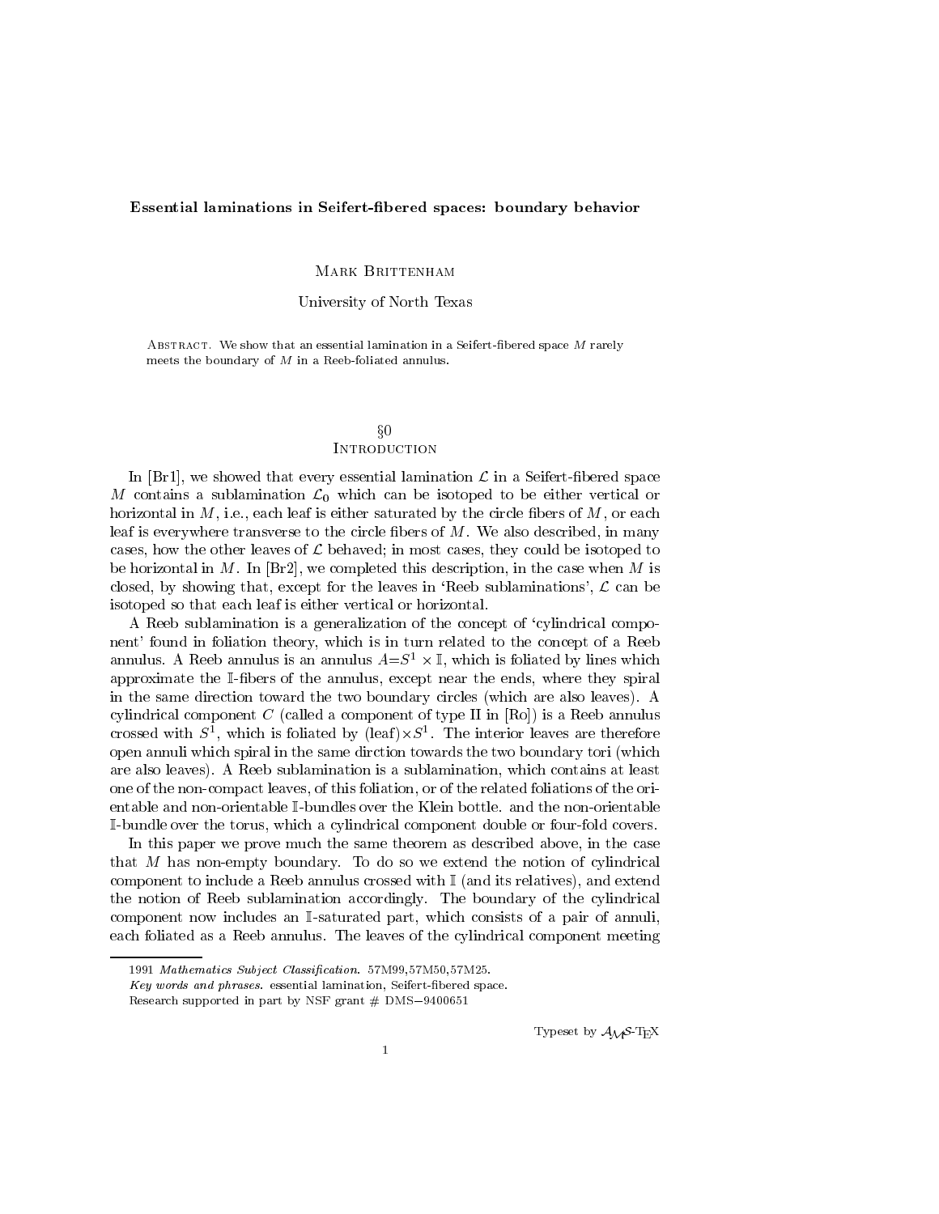# Essential laminations in Seifert-fibered spaces: boundary behavior

Mark Brittenham

University of North Texas

Abstract. We show that an essential lamination in a Seifert-fibered space $M$ rarely meets the boundary of $M$ in a Reeb-foliated annulus.

## §0 Introduction

In [Br1], we showed that every essential lamination $\mathcal{L}$ in a Seifert-fibered space $M$ contains a sublamination $\mathcal{L}_0$ which can be isotoped to be either vertical or horizontal in $M$, i.e., each leaf is either saturated by the circle fibers of $M$, or each leaf is everywhere transverse to the circle fibers of $M$. We also described, in many cases, how the other leaves of $\mathcal{L}$ behaved; in most cases, they could be isotoped to be horizontal in $M$. In [Br2], we completed this description, in the case when $M$ is closed, by showing that, except for the leaves in 'Reeb sublaminations', $\mathcal{L}$ can be isotoped so that each leaf is either vertical or horizontal.

A Reeb sublamination is a generalization of the concept of 'cylindrical component' found in foliation theory, which is in turn related to the concept of a Reeb annulus. A Reeb annulus is an annulus $A=S^1\times\mathbb{I}$, which is foliated by lines which approximate the $\mathbb{I}$-fibers of the annulus, except near the ends, where they spiral in the same direction toward the two boundary circles (which are also leaves). A cylindrical component $C$ (called a component of type II in [Ro]) is a Reeb annulus crossed with $S^1$, which is foliated by (leaf)$\times S^1$. The interior leaves are therefore open annuli which spiral in the same dirction towards the two boundary tori (which are also leaves). A Reeb sublamination is a sublamination, which contains at least one of the non-compact leaves, of this foliation, or of the related foliations of the orientable and non-orientable $\mathbb{I}$-bundles over the Klein bottle. and the non-orientable $\mathbb{I}$-bundle over the torus, which a cylindrical component double or four-fold covers.

In this paper we prove much the same theorem as described above, in the case that $M$ has non-empty boundary. To do so we extend the notion of cylindrical component to include a Reeb annulus crossed with $\mathbb{I}$ (and its relatives), and extend the notion of Reeb sublamination accordingly. The boundary of the cylindrical component now includes an $\mathbb{I}$-saturated part, which consists of a pair of annuli, each foliated as a Reeb annulus. The leaves of the cylindrical component meeting

---

1991 *Mathematics Subject Classification.* 57M99,57M50,57M25.

*Key words and phrases.* essential lamination, Seifert-fibered space.

Research supported in part by NSF grant # DMS−9400651

Typeset by $\mathcal{A}_{\mathcal{M}}\mathcal{S}$-TEX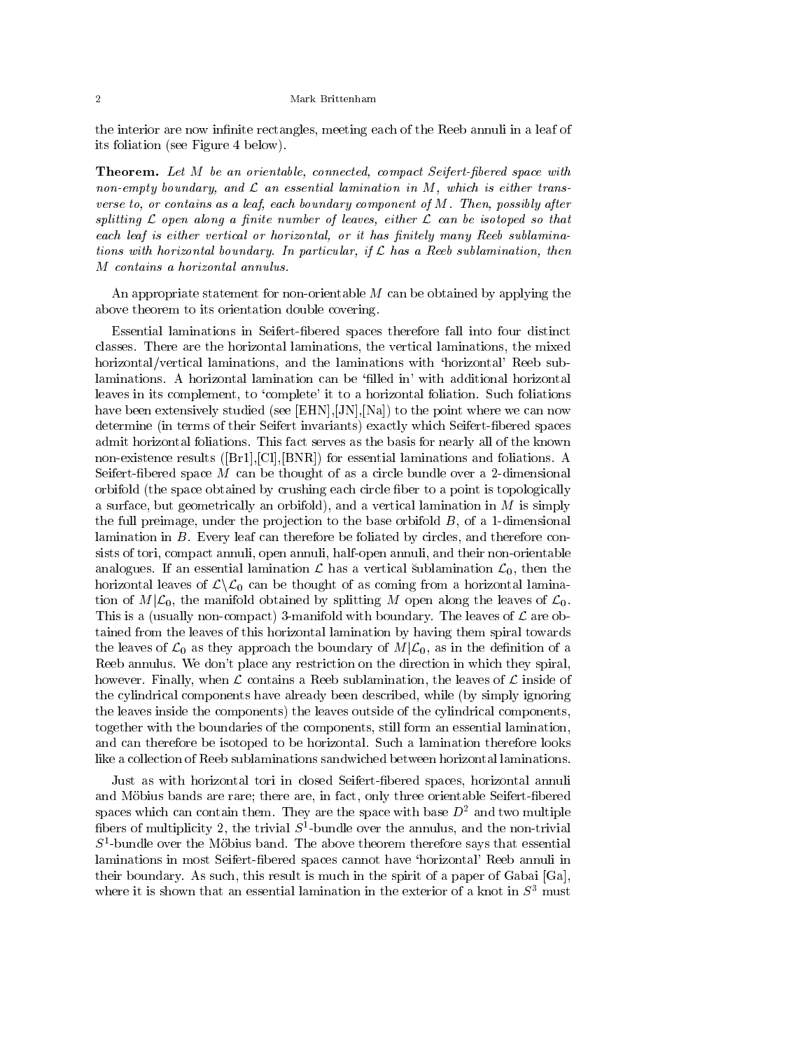the interior are now infinite rectangles, meeting each of the Reeb annuli in a leaf of its foliation (see Figure 4 below).

**Theorem.** *Let $M$ be an orientable, connected, compact Seifert-fibered space with non-empty boundary, and $\mathcal{L}$ an essential lamination in $M$, which is either transverse to, or contains as a leaf, each boundary component of $M$. Then, possibly after splitting $\mathcal{L}$ open along a finite number of leaves, either $\mathcal{L}$ can be isotoped so that each leaf is either vertical or horizontal, or it has finitely many Reeb sublaminations with horizontal boundary. In particular, if $\mathcal{L}$ has a Reeb sublamination, then $M$ contains a horizontal annulus.*

An appropriate statement for non-orientable $M$ can be obtained by applying the above theorem to its orientation double covering.

Essential laminations in Seifert-fibered spaces therefore fall into four distinct classes. There are the horizontal laminations, the vertical laminations, the mixed horizontal/vertical laminations, and the laminations with 'horizontal' Reeb sublaminations. A horizontal lamination can be 'filled in' with additional horizontal leaves in its complement, to 'complete' it to a horizontal foliation. Such foliations have been extensively studied (see [EHN],[JN],[Na]) to the point where we can now determine (in terms of their Seifert invariants) exactly which Seifert-fibered spaces admit horizontal foliations. This fact serves as the basis for nearly all of the known non-existence results ([Br1],[Cl],[BNR]) for essential laminations and foliations. A Seifert-fibered space $M$ can be thought of as a circle bundle over a 2-dimensional orbifold (the space obtained by crushing each circle fiber to a point is topologically a surface, but geometrically an orbifold), and a vertical lamination in $M$ is simply the full preimage, under the projection to the base orbifold $B$, of a 1-dimensional lamination in $B$. Every leaf can therefore be foliated by circles, and therefore consists of tori, compact annuli, open annuli, half-open annuli, and their non-orientable analogues. If an essential lamination $\mathcal{L}$ has a vertical sublamination $\mathcal{L}_0$, then the horizontal leaves of $\mathcal{L}\backslash\mathcal{L}_0$ can be thought of as coming from a horizontal lamination of $M|\mathcal{L}_0$, the manifold obtained by splitting $M$ open along the leaves of $\mathcal{L}_0$. This is a (usually non-compact) 3-manifold with boundary. The leaves of $\mathcal{L}$ are obtained from the leaves of this horizontal lamination by having them spiral towards the leaves of $\mathcal{L}_0$ as they approach the boundary of $M|\mathcal{L}_0$, as in the definition of a Reeb annulus. We don't place any restriction on the direction in which they spiral, however. Finally, when $\mathcal{L}$ contains a Reeb sublamination, the leaves of $\mathcal{L}$ inside of the cylindrical components have already been described, while (by simply ignoring the leaves inside the components) the leaves outside of the cylindrical components, together with the boundaries of the components, still form an essential lamination, and can therefore be isotoped to be horizontal. Such a lamination therefore looks like a collection of Reeb sublaminations sandwiched between horizontal laminations.

Just as with horizontal tori in closed Seifert-fibered spaces, horizontal annuli and Möbius bands are rare; there are, in fact, only three orientable Seifert-fibered spaces which can contain them. They are the space with base $D^2$ and two multiple fibers of multiplicity 2, the trivial $S^1$-bundle over the annulus, and the non-trivial $S^1$-bundle over the Möbius band. The above theorem therefore says that essential laminations in most Seifert-fibered spaces cannot have 'horizontal' Reeb annuli in their boundary. As such, this result is much in the spirit of a paper of Gabai [Ga], where it is shown that an essential lamination in the exterior of a knot in $S^3$ must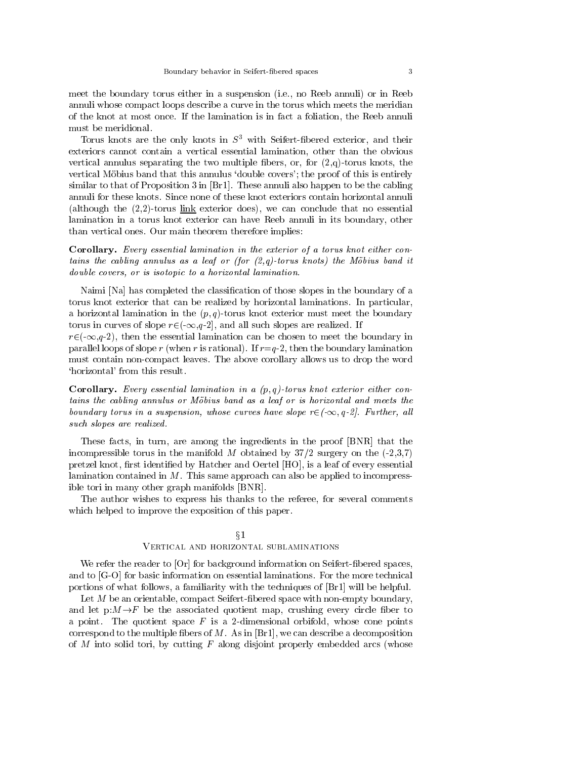meet the boundary torus either in a suspension (i.e., no Reeb annuli) or in Reeb annuli whose compact loops describe a curve in the torus which meets the meridian of the knot at most once. If the lamination is in fact a foliation, the Reeb annuli must be meridional.

Torus knots are the only knots in $S^3$ with Seifert-fibered exterior, and their exteriors cannot contain a vertical essential lamination, other than the obvious vertical annulus separating the two multiple fibers, or, for (2,q)-torus knots, the vertical Möbius band that this annulus 'double covers'; the proof of this is entirely similar to that of Proposition 3 in [Br1]. These annuli also happen to be the cabling annuli for these knots. Since none of these knot exteriors contain horizontal annuli (although the (2,2)-torus <u>link</u> exterior does), we can conclude that no essential lamination in a torus knot exterior can have Reeb annuli in its boundary, other than vertical ones. Our main theorem therefore implies:

**Corollary.** *Every essential lamination in the exterior of a torus knot either contains the cabling annulus as a leaf or (for (2,q)-torus knots) the Möbius band it double covers, or is isotopic to a horizontal lamination.*

Naimi [Na] has completed the classification of those slopes in the boundary of a torus knot exterior that can be realized by horizontal laminations. In particular, a horizontal lamination in the $(p,q)$-torus knot exterior must meet the boundary torus in curves of slope $r\in(-\infty,q\text{-}2]$, and all such slopes are realized. If $r\in(-\infty,q\text{-}2)$, then the essential lamination can be chosen to meet the boundary in parallel loops of slope $r$ (when $r$ is rational). If $r$=$q$-2, then the boundary lamination must contain non-compact leaves. The above corollary allows us to drop the word 'horizontal' from this result.

**Corollary.** *Every essential lamination in a $(p,q)$-torus knot exterior either contains the cabling annulus or Möbius band as a leaf or is horizontal and meets the boundary torus in a suspension, whose curves have slope $r\in(-\infty, q\text{-}2]$. Further, all such slopes are realized.*

These facts, in turn, are among the ingredients in the proof [BNR] that the incompressible torus in the manifold $M$ obtained by 37/2 surgery on the (-2,3,7) pretzel knot, first identified by Hatcher and Oertel [HO], is a leaf of every essential lamination contained in $M$. This same approach can also be applied to incompressible tori in many other graph manifolds [BNR].

The author wishes to express his thanks to the referee, for several comments which helped to improve the exposition of this paper.

## §1
## Vertical and horizontal sublaminations

We refer the reader to [Or] for background information on Seifert-fibered spaces, and to [G-O] for basic information on essential laminations. For the more technical portions of what follows, a familiarity with the techniques of [Br1] will be helpful.

Let $M$ be an orientable, compact Seifert-fibered space with non-empty boundary, and let p:$M\rightarrow F$ be the associated quotient map, crushing every circle fiber to a point. The quotient space $F$ is a 2-dimensional orbifold, whose cone points correspond to the multiple fibers of $M$. As in [Br1], we can describe a decomposition of $M$ into solid tori, by cutting $F$ along disjoint properly embedded arcs (whose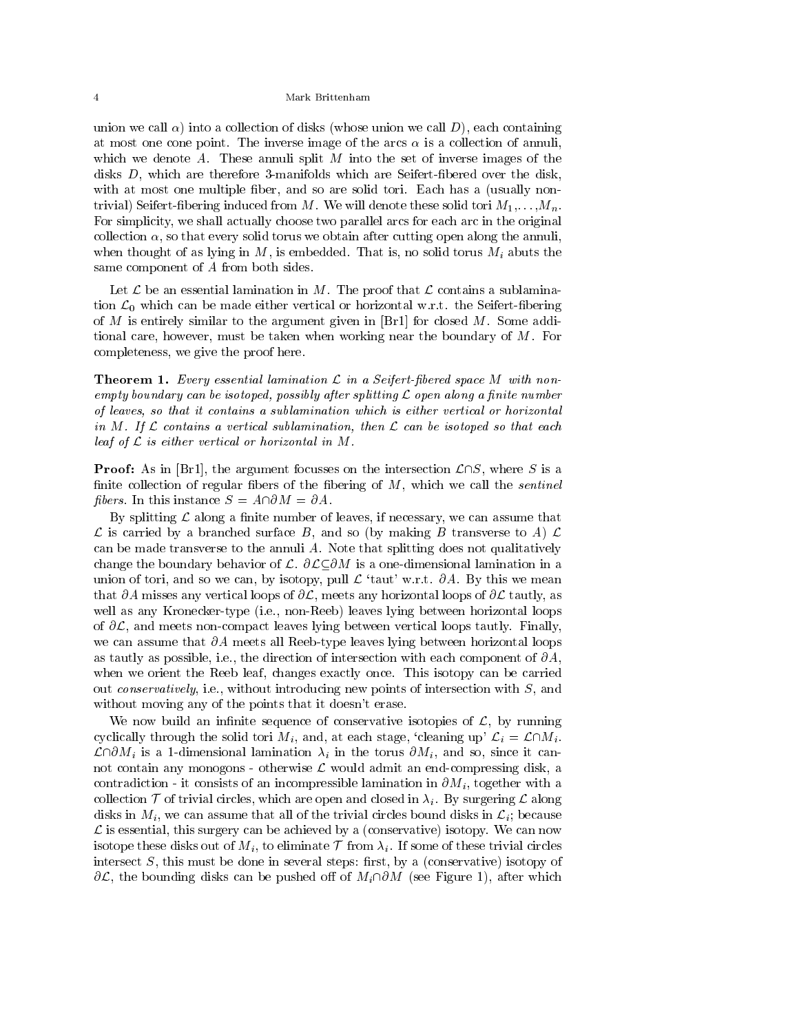union we call $\alpha$) into a collection of disks (whose union we call $D$), each containing at most one cone point. The inverse image of the arcs $\alpha$ is a collection of annuli, which we denote $A$. These annuli split $M$ into the set of inverse images of the disks $D$, which are therefore 3-manifolds which are Seifert-fibered over the disk, with at most one multiple fiber, and so are solid tori. Each has a (usually non-trivial) Seifert-fibering induced from $M$. We will denote these solid tori $M_1,\dots,M_n$. For simplicity, we shall actually choose two parallel arcs for each arc in the original collection $\alpha$, so that every solid torus we obtain after cutting open along the annuli, when thought of as lying in $M$, is embedded. That is, no solid torus $M_i$ abuts the same component of $A$ from both sides.

Let $\mathcal{L}$ be an essential lamination in $M$. The proof that $\mathcal{L}$ contains a sublamination $\mathcal{L}_0$ which can be made either vertical or horizontal w.r.t. the Seifert-fibering of $M$ is entirely similar to the argument given in [Br1] for closed $M$. Some additional care, however, must be taken when working near the boundary of $M$. For completeness, we give the proof here.

**Theorem 1.** *Every essential lamination $\mathcal{L}$ in a Seifert-fibered space $M$ with non-empty boundary can be isotoped, possibly after splitting $\mathcal{L}$ open along a finite number of leaves, so that it contains a sublamination which is either vertical or horizontal in $M$. If $\mathcal{L}$ contains a vertical sublamination, then $\mathcal{L}$ can be isotoped so that each leaf of $\mathcal{L}$ is either vertical or horizontal in $M$.*

**Proof:** As in [Br1], the argument focusses on the intersection $\mathcal{L}\cap S$, where $S$ is a finite collection of regular fibers of the fibering of $M$, which we call the *sentinel fibers.* In this instance $S = A\cap\partial M = \partial A$.

By splitting $\mathcal{L}$ along a finite number of leaves, if necessary, we can assume that $\mathcal{L}$ is carried by a branched surface $B$, and so (by making $B$ transverse to $A$) $\mathcal{L}$ can be made transverse to the annuli $A$. Note that splitting does not qualitatively change the boundary behavior of $\mathcal{L}$. $\partial\mathcal{L}\subseteq\partial M$ is a one-dimensional lamination in a union of tori, and so we can, by isotopy, pull $\mathcal{L}$ 'taut' w.r.t. $\partial A$. By this we mean that $\partial A$ misses any vertical loops of $\partial\mathcal{L}$, meets any horizontal loops of $\partial\mathcal{L}$ tautly, as well as any Kronecker-type (i.e., non-Reeb) leaves lying between horizontal loops of $\partial\mathcal{L}$, and meets non-compact leaves lying between vertical loops tautly. Finally, we can assume that $\partial A$ meets all Reeb-type leaves lying between horizontal loops as tautly as possible, i.e., the direction of intersection with each component of $\partial A$, when we orient the Reeb leaf, changes exactly once. This isotopy can be carried out *conservatively*, i.e., without introducing new points of intersection with $S$, and without moving any of the points that it doesn't erase.

We now build an infinite sequence of conservative isotopies of $\mathcal{L}$, by running cyclically through the solid tori $M_i$, and, at each stage, 'cleaning up' $\mathcal{L}_i = \mathcal{L}\cap M_i$. $\mathcal{L}\cap\partial M_i$ is a 1-dimensional lamination $\lambda_i$ in the torus $\partial M_i$, and so, since it cannot contain any monogons - otherwise $\mathcal{L}$ would admit an end-compressing disk, a contradiction - it consists of an incompressible lamination in $\partial M_i$, together with a collection $\mathcal{T}$ of trivial circles, which are open and closed in $\lambda_i$. By surgering $\mathcal{L}$ along disks in $M_i$, we can assume that all of the trivial circles bound disks in $\mathcal{L}_i$; because $\mathcal{L}$ is essential, this surgery can be achieved by a (conservative) isotopy. We can now isotope these disks out of $M_i$, to eliminate $\mathcal{T}$ from $\lambda_i$. If some of these trivial circles intersect $S$, this must be done in several steps: first, by a (conservative) isotopy of $\partial\mathcal{L}$, the bounding disks can be pushed off of $M_i\cap\partial M$ (see Figure 1), after which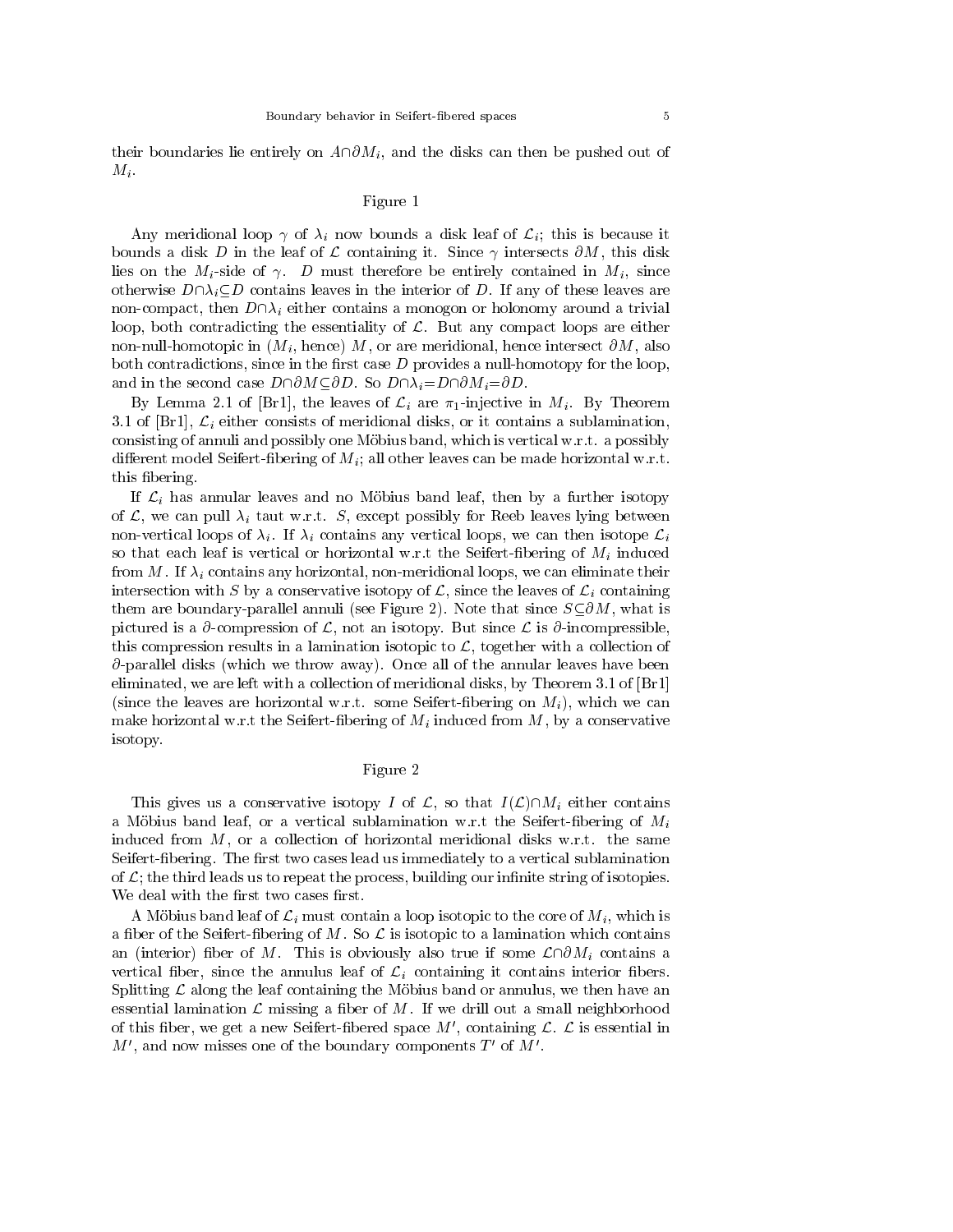their boundaries lie entirely on $A \cap \partial M_i$, and the disks can then be pushed out of $M_i$.

Figure 1

Any meridional loop $\gamma$ of $\lambda_i$ now bounds a disk leaf of $\mathcal{L}_i$; this is because it bounds a disk $D$ in the leaf of $\mathcal{L}$ containing it. Since $\gamma$ intersects $\partial M$, this disk lies on the $M_i$-side of $\gamma$. $D$ must therefore be entirely contained in $M_i$, since otherwise $D \cap \lambda_i \subseteq D$ contains leaves in the interior of $D$. If any of these leaves are non-compact, then $D \cap \lambda_i$ either contains a monogon or holonomy around a trivial loop, both contradicting the essentiality of $\mathcal{L}$. But any compact loops are either non-null-homotopic in ($M_i$, hence) $M$, or are meridional, hence intersect $\partial M$, also both contradictions, since in the first case $D$ provides a null-homotopy for the loop, and in the second case $D \cap \partial M \subseteq \partial D$. So $D \cap \lambda_i = D \cap \partial M_i = \partial D$.

By Lemma 2.1 of [Br1], the leaves of $\mathcal{L}_i$ are $\pi_1$-injective in $M_i$. By Theorem 3.1 of [Br1], $\mathcal{L}_i$ either consists of meridional disks, or it contains a sublamination, consisting of annuli and possibly one Möbius band, which is vertical w.r.t. a possibly different model Seifert-fibering of $M_i$; all other leaves can be made horizontal w.r.t. this fibering.

If $\mathcal{L}_i$ has annular leaves and no Möbius band leaf, then by a further isotopy of $\mathcal{L}$, we can pull $\lambda_i$ taut w.r.t. $S$, except possibly for Reeb leaves lying between non-vertical loops of $\lambda_i$. If $\lambda_i$ contains any vertical loops, we can then isotope $\mathcal{L}_i$ so that each leaf is vertical or horizontal w.r.t the Seifert-fibering of $M_i$ induced from $M$. If $\lambda_i$ contains any horizontal, non-meridional loops, we can eliminate their intersection with $S$ by a conservative isotopy of $\mathcal{L}$, since the leaves of $\mathcal{L}_i$ containing them are boundary-parallel annuli (see Figure 2). Note that since $S \subseteq \partial M$, what is pictured is a $\partial$-compression of $\mathcal{L}$, not an isotopy. But since $\mathcal{L}$ is $\partial$-incompressible, this compression results in a lamination isotopic to $\mathcal{L}$, together with a collection of $\partial$-parallel disks (which we throw away). Once all of the annular leaves have been eliminated, we are left with a collection of meridional disks, by Theorem 3.1 of [Br1] (since the leaves are horizontal w.r.t. some Seifert-fibering on $M_i$), which we can make horizontal w.r.t the Seifert-fibering of $M_i$ induced from $M$, by a conservative isotopy.

Figure 2

This gives us a conservative isotopy $I$ of $\mathcal{L}$, so that $I(\mathcal{L}) \cap M_i$ either contains a Möbius band leaf, or a vertical sublamination w.r.t the Seifert-fibering of $M_i$ induced from $M$, or a collection of horizontal meridional disks w.r.t. the same Seifert-fibering. The first two cases lead us immediately to a vertical sublamination of $\mathcal{L}$; the third leads us to repeat the process, building our infinite string of isotopies. We deal with the first two cases first.

A Möbius band leaf of $\mathcal{L}_i$ must contain a loop isotopic to the core of $M_i$, which is a fiber of the Seifert-fibering of $M$. So $\mathcal{L}$ is isotopic to a lamination which contains an (interior) fiber of $M$. This is obviously also true if some $\mathcal{L} \cap \partial M_i$ contains a vertical fiber, since the annulus leaf of $\mathcal{L}_i$ containing it contains interior fibers. Splitting $\mathcal{L}$ along the leaf containing the Möbius band or annulus, we then have an essential lamination $\mathcal{L}$ missing a fiber of $M$. If we drill out a small neighborhood of this fiber, we get a new Seifert-fibered space $M'$, containing $\mathcal{L}$. $\mathcal{L}$ is essential in $M'$, and now misses one of the boundary components $T'$ of $M'$.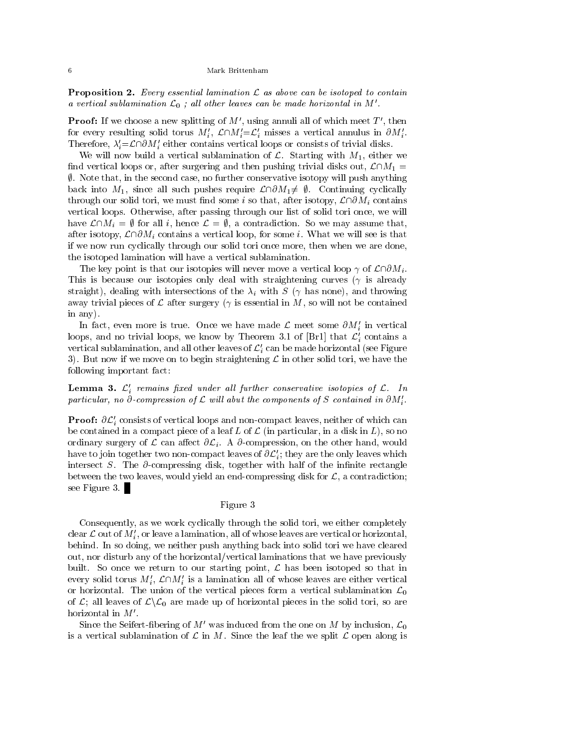**Proposition 2.** *Every essential lamination $\mathcal{L}$ as above can be isotoped to contain a vertical sublamination $\mathcal{L}_0$ ; all other leaves can be made horizontal in $M'$.*

**Proof:** If we choose a new splitting of $M'$, using annuli all of which meet $T'$, then for every resulting solid torus $M_i'$, $\mathcal{L}\cap M_i'=\mathcal{L}_i'$ misses a vertical annulus in $\partial M_i'$. Therefore, $\lambda_i'=\mathcal{L}\cap\partial M_i'$ either contains vertical loops or consists of trivial disks.

We will now build a vertical sublamination of $\mathcal{L}$. Starting with $M_1$, either we find vertical loops or, after surgering and then pushing trivial disks out, $\mathcal{L}\cap M_1 = \emptyset$. Note that, in the second case, no further conservative isotopy will push anything back into $M_1$, since all such pushes require $\mathcal{L}\cap\partial M_1\neq\emptyset$. Continuing cyclically through our solid tori, we must find some $i$ so that, after isotopy, $\mathcal{L}\cap\partial M_i$ contains vertical loops. Otherwise, after passing through our list of solid tori once, we will have $\mathcal{L}\cap M_i = \emptyset$ for all $i$, hence $\mathcal{L} = \emptyset$, a contradiction. So we may assume that, after isotopy, $\mathcal{L}\cap\partial M_i$ contains a vertical loop, for some $i$. What we will see is that if we now run cyclically through our solid tori once more, then when we are done, the isotoped lamination will have a vertical sublamination.

The key point is that our isotopies will never move a vertical loop $\gamma$ of $\mathcal{L}\cap\partial M_i$. This is because our isotopies only deal with straightening curves ($\gamma$ is already straight), dealing with intersections of the $\lambda_i$ with $S$ ($\gamma$ has none), and throwing away trivial pieces of $\mathcal{L}$ after surgery ($\gamma$ is essential in $M$, so will not be contained in any).

In fact, even more is true. Once we have made $\mathcal{L}$ meet some $\partial M_i'$ in vertical loops, and no trivial loops, we know by Theorem 3.1 of [Br1] that $\mathcal{L}_i'$ contains a vertical sublamination, and all other leaves of $\mathcal{L}_i'$ can be made horizontal (see Figure 3). But now if we move on to begin straightening $\mathcal{L}$ in other solid tori, we have the following important fact:

**Lemma 3.** *$\mathcal{L}_i'$ remains fixed under all further conservative isotopies of $\mathcal{L}$. In particular, no $\partial$-compression of $\mathcal{L}$ will abut the components of $S$ contained in $\partial M_i'$.*

**Proof:** $\partial\mathcal{L}_i'$ consists of vertical loops and non-compact leaves, neither of which can be contained in a compact piece of a leaf $L$ of $\mathcal{L}$ (in particular, in a disk in $L$), so no ordinary surgery of $\mathcal{L}$ can affect $\partial\mathcal{L}_i$. A $\partial$-compression, on the other hand, would have to join together two non-compact leaves of $\partial\mathcal{L}_i'$; they are the only leaves which intersect $S$. The $\partial$-compressing disk, together with half of the infinite rectangle between the two leaves, would yield an end-compressing disk for $\mathcal{L}$, a contradiction; see Figure 3. ∎

Figure 3

Consequently, as we work cyclically through the solid tori, we either completely clear $\mathcal{L}$ out of $M_i'$, or leave a lamination, all of whose leaves are vertical or horizontal, behind. In so doing, we neither push anything back into solid tori we have cleared out, nor disturb any of the horizontal/vertical laminations that we have previously built. So once we return to our starting point, $\mathcal{L}$ has been isotoped so that in every solid torus $M_i'$, $\mathcal{L}\cap M_i'$ is a lamination all of whose leaves are either vertical or horizontal. The union of the vertical pieces form a vertical sublamination $\mathcal{L}_0$ of $\mathcal{L}$; all leaves of $\mathcal{L}\setminus\mathcal{L}_0$ are made up of horizontal pieces in the solid tori, so are horizontal in $M'$.

Since the Seifert-fibering of $M'$ was induced from the one on $M$ by inclusion, $\mathcal{L}_0$ is a vertical sublamination of $\mathcal{L}$ in $M$. Since the leaf the we split $\mathcal{L}$ open along is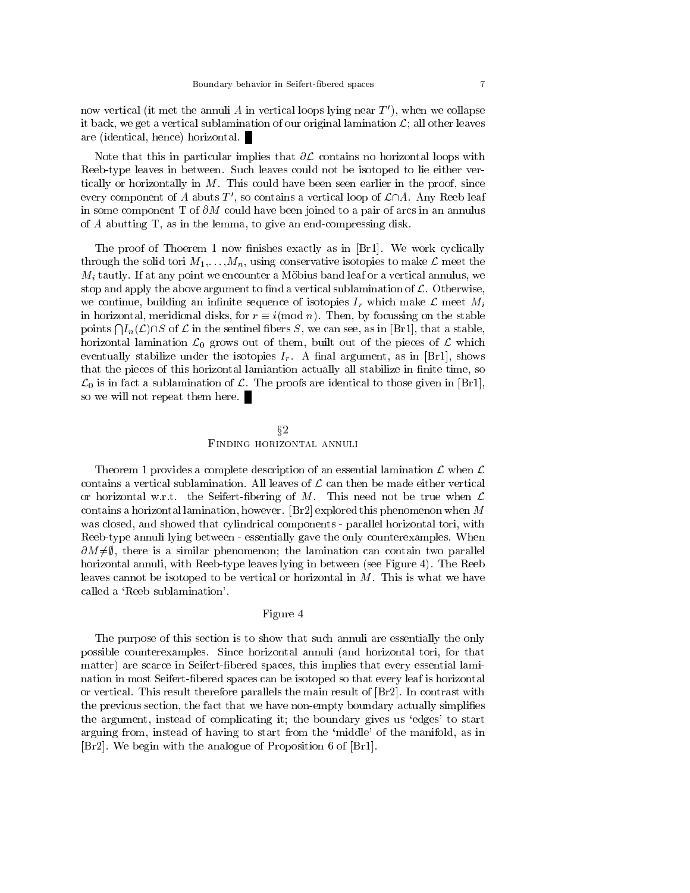now vertical (it met the annuli $A$ in vertical loops lying near $T'$), when we collapse it back, we get a vertical sublamination of our original lamination $\mathcal{L}$; all other leaves are (identical, hence) horizontal. ∎

Note that this in particular implies that $\partial\mathcal{L}$ contains no horizontal loops with Reeb-type leaves in between. Such leaves could not be isotoped to lie either vertically or horizontally in $M$. This could have been seen earlier in the proof, since every component of $A$ abuts $T'$, so contains a vertical loop of $\mathcal{L}\cap A$. Any Reeb leaf in some component T of $\partial M$ could have been joined to a pair of arcs in an annulus of $A$ abutting T, as in the lemma, to give an end-compressing disk.

The proof of Thoerem 1 now finishes exactly as in [Br1]. We work cyclically through the solid tori $M_1,\ldots,M_n$, using conservative isotopies to make $\mathcal{L}$ meet the $M_i$ tautly. If at any point we encounter a Möbius band leaf or a vertical annulus, we stop and apply the above argument to find a vertical sublamination of $\mathcal{L}$. Otherwise, we continue, building an infinite sequence of isotopies $I_r$ which make $\mathcal{L}$ meet $M_i$ in horizontal, meridional disks, for $r\equiv i (\mathrm{mod}\ n)$. Then, by focussing on the stable points $\bigcap I_n(\mathcal{L})\cap S$ of $\mathcal{L}$ in the sentinel fibers $S$, we can see, as in [Br1], that a stable, horizontal lamination $\mathcal{L}_0$ grows out of them, built out of the pieces of $\mathcal{L}$ which eventually stabilize under the isotopies $I_r$. A final argument, as in [Br1], shows that the pieces of this horizontal lamiantion actually all stabilize in finite time, so $\mathcal{L}_0$ is in fact a sublamination of $\mathcal{L}$. The proofs are identical to those given in [Br1], so we will not repeat them here. ∎

## §2
## Finding horizontal annuli

Theorem 1 provides a complete description of an essential lamination $\mathcal{L}$ when $\mathcal{L}$ contains a vertical sublamination. All leaves of $\mathcal{L}$ can then be made either vertical or horizontal w.r.t. the Seifert-fibering of $M$. This need not be true when $\mathcal{L}$ contains a horizontal lamination, however. [Br2] explored this phenomenon when $M$ was closed, and showed that cylindrical components - parallel horizontal tori, with Reeb-type annuli lying between - essentially gave the only counterexamples. When $\partial M\neq\emptyset$, there is a similar phenomenon; the lamination can contain two parallel horizontal annuli, with Reeb-type leaves lying in between (see Figure 4). The Reeb leaves cannot be isotoped to be vertical or horizontal in $M$. This is what we have called a 'Reeb sublamination'.

Figure 4

The purpose of this section is to show that such annuli are essentially the only possible counterexamples. Since horizontal annuli (and horizontal tori, for that matter) are scarce in Seifert-fibered spaces, this implies that every essential lamination in most Seifert-fibered spaces can be isotoped so that every leaf is horizontal or vertical. This result therefore parallels the main result of [Br2]. In contrast with the previous section, the fact that we have non-empty boundary actually simplifies the argument, instead of complicating it; the boundary gives us 'edges' to start arguing from, instead of having to start from the 'middle' of the manifold, as in [Br2]. We begin with the analogue of Proposition 6 of [Br1].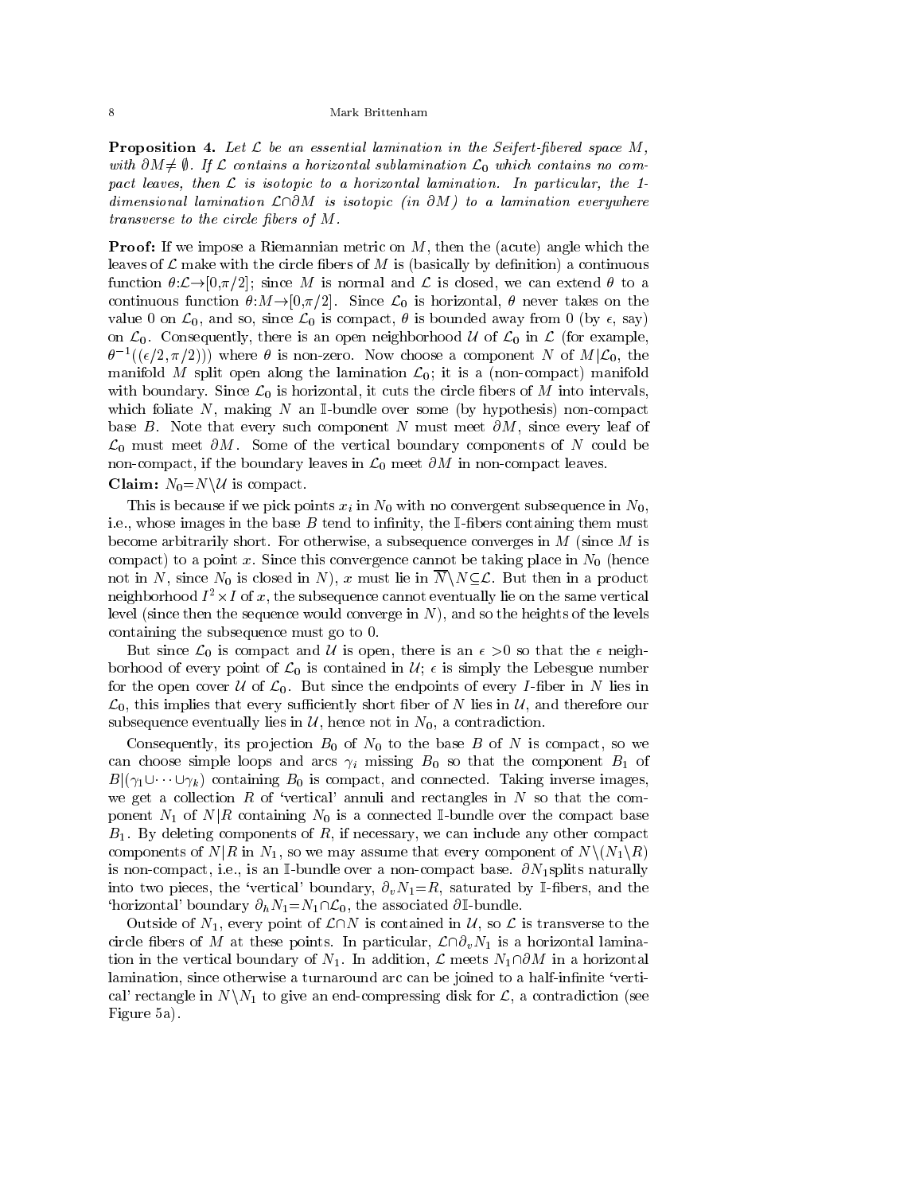**Proposition 4.** *Let $\mathcal{L}$ be an essential lamination in the Seifert-fibered space $M$, with $\partial M \neq \emptyset$. If $\mathcal{L}$ contains a horizontal sublamination $\mathcal{L}_0$ which contains no compact leaves, then $\mathcal{L}$ is isotopic to a horizontal lamination. In particular, the 1-dimensional lamination $\mathcal{L}\cap\partial M$ is isotopic (in $\partial M$) to a lamination everywhere transverse to the circle fibers of $M$.*

**Proof:** If we impose a Riemannian metric on $M$, then the (acute) angle which the leaves of $\mathcal{L}$ make with the circle fibers of $M$ is (basically by definition) a continuous function $\theta:\mathcal{L}\to[0,\pi/2]$; since $M$ is normal and $\mathcal{L}$ is closed, we can extend $\theta$ to a continuous function $\theta:M\to[0,\pi/2]$. Since $\mathcal{L}_0$ is horizontal, $\theta$ never takes on the value 0 on $\mathcal{L}_0$, and so, since $\mathcal{L}_0$ is compact, $\theta$ is bounded away from 0 (by $\epsilon$, say) on $\mathcal{L}_0$. Consequently, there is an open neighborhood $\mathcal{U}$ of $\mathcal{L}_0$ in $\mathcal{L}$ (for example, $\theta^{-1}((\epsilon/2,\pi/2))$) where $\theta$ is non-zero. Now choose a component $N$ of $M|\mathcal{L}_0$, the manifold $M$ split open along the lamination $\mathcal{L}_0$; it is a (non-compact) manifold with boundary. Since $\mathcal{L}_0$ is horizontal, it cuts the circle fibers of $M$ into intervals, which foliate $N$, making $N$ an $\mathbb{I}$-bundle over some (by hypothesis) non-compact base $B$. Note that every such component $N$ must meet $\partial M$, since every leaf of $\mathcal{L}_0$ must meet $\partial M$. Some of the vertical boundary components of $N$ could be non-compact, if the boundary leaves in $\mathcal{L}_0$ meet $\partial M$ in non-compact leaves.

**Claim:** $N_0{=}N\setminus\mathcal{U}$ is compact.

This is because if we pick points $x_i$ in $N_0$ with no convergent subsequence in $N_0$, i.e., whose images in the base $B$ tend to infinity, the $\mathbb{I}$-fibers containing them must become arbitrarily short. For otherwise, a subsequence converges in $M$ (since $M$ is compact) to a point $x$. Since this convergence cannot be taking place in $N_0$ (hence not in $N$, since $N_0$ is closed in $N$), $x$ must lie in $\overline{N}\setminus N\subseteq\mathcal{L}$. But then in a product neighborhood $I^2\times I$ of $x$, the subsequence cannot eventually lie on the same vertical level (since then the sequence would converge in $N$), and so the heights of the levels containing the subsequence must go to 0.

But since $\mathcal{L}_0$ is compact and $\mathcal{U}$ is open, there is an $\epsilon>0$ so that the $\epsilon$ neighborhood of every point of $\mathcal{L}_0$ is contained in $\mathcal{U}$; $\epsilon$ is simply the Lebesgue number for the open cover $\mathcal{U}$ of $\mathcal{L}_0$. But since the endpoints of every $I$-fiber in $N$ lies in $\mathcal{L}_0$, this implies that every sufficiently short fiber of $N$ lies in $\mathcal{U}$, and therefore our subsequence eventually lies in $\mathcal{U}$, hence not in $N_0$, a contradiction.

Consequently, its projection $B_0$ of $N_0$ to the base $B$ of $N$ is compact, so we can choose simple loops and arcs $\gamma_i$ missing $B_0$ so that the component $B_1$ of $B|(\gamma_1\cup\cdots\cup\gamma_k)$ containing $B_0$ is compact, and connected. Taking inverse images, we get a collection $R$ of 'vertical' annuli and rectangles in $N$ so that the component $N_1$ of $N|R$ containing $N_0$ is a connected $\mathbb{I}$-bundle over the compact base $B_1$. By deleting components of $R$, if necessary, we can include any other compact components of $N|R$ in $N_1$, so we may assume that every component of $N\setminus(N_1\setminus R)$ is non-compact, i.e., is an $\mathbb{I}$-bundle over a non-compact base. $\partial N_1$splits naturally into two pieces, the 'vertical' boundary, $\partial_v N_1{=}R$, saturated by $\mathbb{I}$-fibers, and the 'horizontal' boundary $\partial_h N_1{=}N_1\cap\mathcal{L}_0$, the associated $\partial\mathbb{I}$-bundle.

Outside of $N_1$, every point of $\mathcal{L}\cap N$ is contained in $\mathcal{U}$, so $\mathcal{L}$ is transverse to the circle fibers of $M$ at these points. In particular, $\mathcal{L}\cap\partial_v N_1$ is a horizontal lamination in the vertical boundary of $N_1$. In addition, $\mathcal{L}$ meets $N_1\cap\partial M$ in a horizontal lamination, since otherwise a turnaround arc can be joined to a half-infinite 'vertical' rectangle in $N\setminus N_1$ to give an end-compressing disk for $\mathcal{L}$, a contradiction (see Figure 5a).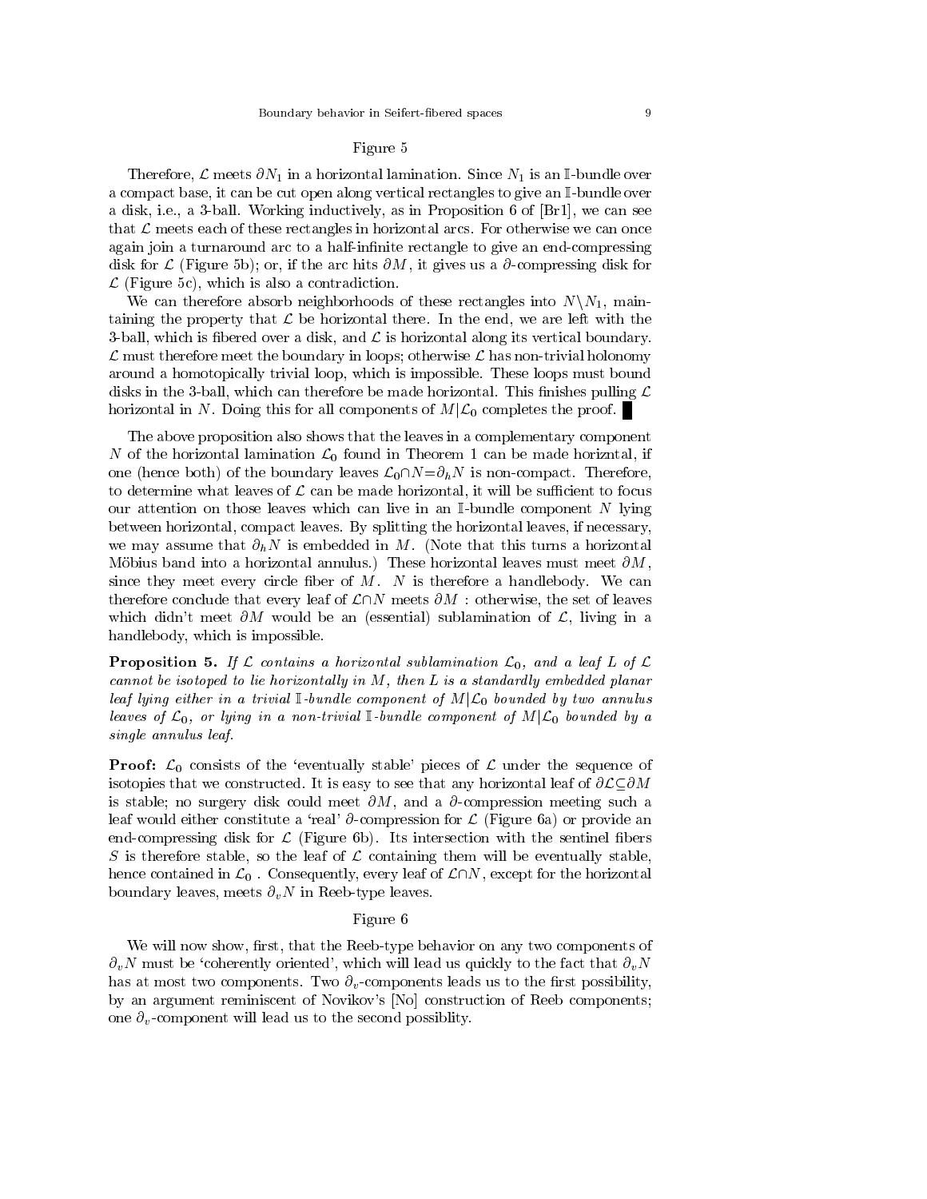Figure 5

Therefore, $\mathcal{L}$ meets $\partial N_1$ in a horizontal lamination. Since $N_1$ is an $\mathbb{I}$-bundle over a compact base, it can be cut open along vertical rectangles to give an $\mathbb{I}$-bundle over a disk, i.e., a 3-ball. Working inductively, as in Proposition 6 of [Br1], we can see that $\mathcal{L}$ meets each of these rectangles in horizontal arcs. For otherwise we can once again join a turnaround arc to a half-infinite rectangle to give an end-compressing disk for $\mathcal{L}$ (Figure 5b); or, if the arc hits $\partial M$, it gives us a $\partial$-compressing disk for $\mathcal{L}$ (Figure 5c), which is also a contradiction.

We can therefore absorb neighborhoods of these rectangles into $N \backslash N_1$, maintaining the property that $\mathcal{L}$ be horizontal there. In the end, we are left with the 3-ball, which is fibered over a disk, and $\mathcal{L}$ is horizontal along its vertical boundary. $\mathcal{L}$ must therefore meet the boundary in loops; otherwise $\mathcal{L}$ has non-trivial holonomy around a homotopically trivial loop, which is impossible. These loops must bound disks in the 3-ball, which can therefore be made horizontal. This finishes pulling $\mathcal{L}$ horizontal in $N$. Doing this for all components of $M|\mathcal{L}_0$ completes the proof. ∎

The above proposition also shows that the leaves in a complementary component $N$ of the horizontal lamination $\mathcal{L}_0$ found in Theorem 1 can be made horizntal, if one (hence both) of the boundary leaves $\mathcal{L}_0 \cap N = \partial_h N$ is non-compact. Therefore, to determine what leaves of $\mathcal{L}$ can be made horizontal, it will be sufficient to focus our attention on those leaves which can live in an $\mathbb{I}$-bundle component $N$ lying between horizontal, compact leaves. By splitting the horizontal leaves, if necessary, we may assume that $\partial_h N$ is embedded in $M$. (Note that this turns a horizontal Möbius band into a horizontal annulus.) These horizontal leaves must meet $\partial M$, since they meet every circle fiber of $M$. $N$ is therefore a handlebody. We can therefore conclude that every leaf of $\mathcal{L} \cap N$ meets $\partial M$ : otherwise, the set of leaves which didn't meet $\partial M$ would be an (essential) sublamination of $\mathcal{L}$, living in a handlebody, which is impossible.

**Proposition 5.** *If $\mathcal{L}$ contains a horizontal sublamination $\mathcal{L}_0$, and a leaf $L$ of $\mathcal{L}$ cannot be isotoped to lie horizontally in $M$, then $L$ is a standardly embedded planar leaf lying either in a trivial $\mathbb{I}$-bundle component of $M|\mathcal{L}_0$ bounded by two annulus leaves of $\mathcal{L}_0$, or lying in a non-trivial $\mathbb{I}$-bundle component of $M|\mathcal{L}_0$ bounded by a single annulus leaf.*

**Proof:** $\mathcal{L}_0$ consists of the 'eventually stable' pieces of $\mathcal{L}$ under the sequence of isotopies that we constructed. It is easy to see that any horizontal leaf of $\partial\mathcal{L} \subseteq \partial M$ is stable; no surgery disk could meet $\partial M$, and a $\partial$-compression meeting such a leaf would either constitute a 'real' $\partial$-compression for $\mathcal{L}$ (Figure 6a) or provide an end-compressing disk for $\mathcal{L}$ (Figure 6b). Its intersection with the sentinel fibers $S$ is therefore stable, so the leaf of $\mathcal{L}$ containing them will be eventually stable, hence contained in $\mathcal{L}_0$ . Consequently, every leaf of $\mathcal{L} \cap N$, except for the horizontal boundary leaves, meets $\partial_v N$ in Reeb-type leaves.

Figure 6

We will now show, first, that the Reeb-type behavior on any two components of $\partial_v N$ must be 'coherently oriented', which will lead us quickly to the fact that $\partial_v N$ has at most two components. Two $\partial_v$-components leads us to the first possibility, by an argument reminiscent of Novikov's [No] construction of Reeb components; one $\partial_v$-component will lead us to the second possiblity.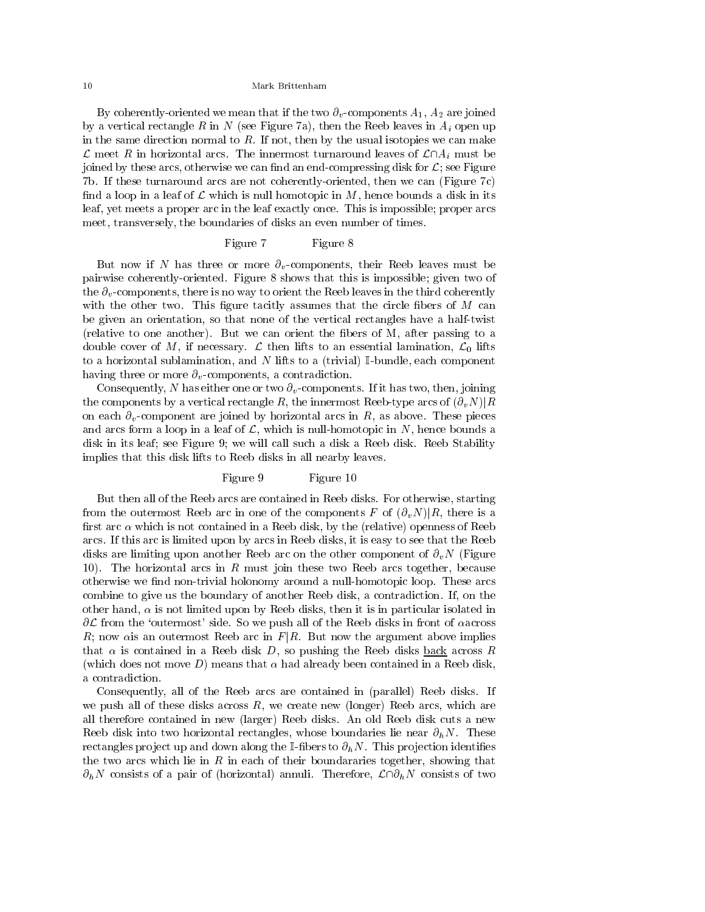By coherently-oriented we mean that if the two $\partial_v$-components $A_1$, $A_2$ are joined by a vertical rectangle $R$ in $N$ (see Figure 7a), then the Reeb leaves in $A_i$ open up in the same direction normal to $R$. If not, then by the usual isotopies we can make $\mathcal{L}$ meet $R$ in horizontal arcs. The innermost turnaround leaves of $\mathcal{L}\cap A_i$ must be joined by these arcs, otherwise we can find an end-compressing disk for $\mathcal{L}$; see Figure 7b. If these turnaround arcs are not coherently-oriented, then we can (Figure 7c) find a loop in a leaf of $\mathcal{L}$ which is null homotopic in $M$, hence bounds a disk in its leaf, yet meets a proper arc in the leaf exactly once. This is impossible; proper arcs meet, transversely, the boundaries of disks an even number of times.

Figure 7 Figure 8

But now if $N$ has three or more $\partial_v$-components, their Reeb leaves must be pairwise coherently-oriented. Figure 8 shows that this is impossible; given two of the $\partial_v$-components, there is no way to orient the Reeb leaves in the third coherently with the other two. This figure tacitly assumes that the circle fibers of $M$ can be given an orientation, so that none of the vertical rectangles have a half-twist (relative to one another). But we can orient the fibers of M, after passing to a double cover of $M$, if necessary. $\mathcal{L}$ then lifts to an essential lamination, $\mathcal{L}_0$ lifts to a horizontal sublamination, and $N$ lifts to a (trivial) $\mathbb{I}$-bundle, each component having three or more $\partial_v$-components, a contradiction.

Consequently, $N$ has either one or two $\partial_v$-components. If it has two, then, joining the components by a vertical rectangle $R$, the innermost Reeb-type arcs of $(\partial_v N)|R$ on each $\partial_v$-component are joined by horizontal arcs in $R$, as above. These pieces and arcs form a loop in a leaf of $\mathcal{L}$, which is null-homotopic in $N$, hence bounds a disk in its leaf; see Figure 9; we will call such a disk a Reeb disk. Reeb Stability implies that this disk lifts to Reeb disks in all nearby leaves.

Figure 9 Figure 10

But then all of the Reeb arcs are contained in Reeb disks. For otherwise, starting from the outermost Reeb arc in one of the components $F$ of $(\partial_v N)|R$, there is a first arc $\alpha$ which is not contained in a Reeb disk, by the (relative) openness of Reeb arcs. If this arc is limited upon by arcs in Reeb disks, it is easy to see that the Reeb disks are limiting upon another Reeb arc on the other component of $\partial_v N$ (Figure 10). The horizontal arcs in $R$ must join these two Reeb arcs together, because otherwise we find non-trivial holonomy around a null-homotopic loop. These arcs combine to give us the boundary of another Reeb disk, a contradiction. If, on the other hand, $\alpha$ is not limited upon by Reeb disks, then it is in particular isolated in $\partial\mathcal{L}$ from the 'outermost' side. So we push all of the Reeb disks in front of $\alpha$across $R$; now $\alpha$is an outermost Reeb arc in $F|R$. But now the argument above implies that $\alpha$ is contained in a Reeb disk $D$, so pushing the Reeb disks <u>back</u> across $R$ (which does not move $D$) means that $\alpha$ had already been contained in a Reeb disk, a contradiction.

Consequently, all of the Reeb arcs are contained in (parallel) Reeb disks. If we push all of these disks across $R$, we create new (longer) Reeb arcs, which are all therefore contained in new (larger) Reeb disks. An old Reeb disk cuts a new Reeb disk into two horizontal rectangles, whose boundaries lie near $\partial_h N$. These rectangles project up and down along the $\mathbb{I}$-fibers to $\partial_h N$. This projection identifies the two arcs which lie in $R$ in each of their boundararies together, showing that $\partial_h N$ consists of a pair of (horizontal) annuli. Therefore, $\mathcal{L}\cap\partial_h N$ consists of two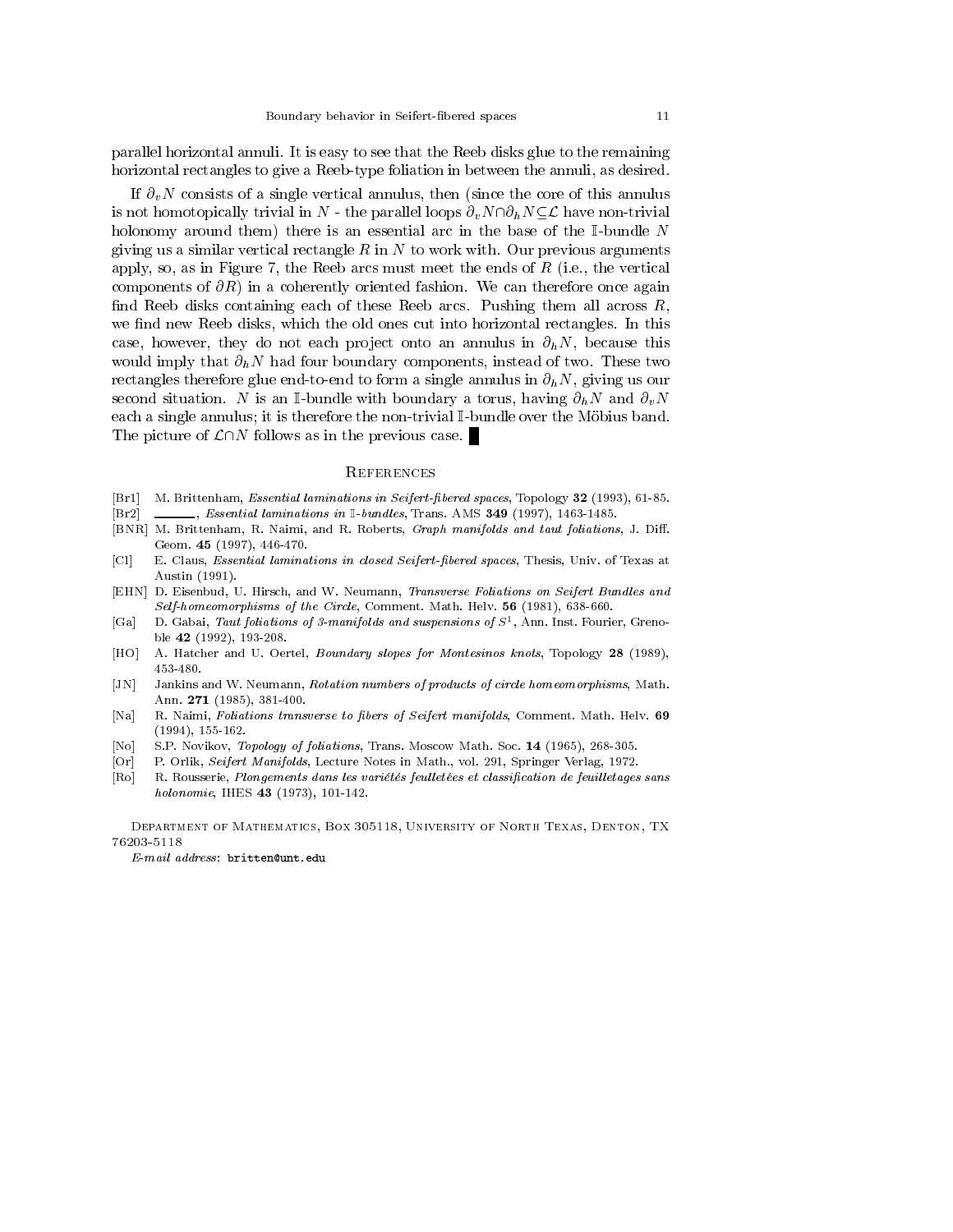parallel horizontal annuli. It is easy to see that the Reeb disks glue to the remaining horizontal rectangles to give a Reeb-type foliation in between the annuli, as desired.

If $\partial_v N$ consists of a single vertical annulus, then (since the core of this annulus is not homotopically trivial in $N$ - the parallel loops $\partial_v N \cap \partial_h N \subseteq \mathcal{L}$ have non-trivial holonomy around them) there is an essential arc in the base of the $\mathbb{I}$-bundle $N$ giving us a similar vertical rectangle $R$ in $N$ to work with. Our previous arguments apply, so, as in Figure 7, the Reeb arcs must meet the ends of $R$ (i.e., the vertical components of $\partial R$) in a coherently oriented fashion. We can therefore once again find Reeb disks containing each of these Reeb arcs. Pushing them all across $R$, we find new Reeb disks, which the old ones cut into horizontal rectangles. In this case, however, they do not each project onto an annulus in $\partial_h N$, because this would imply that $\partial_h N$ had four boundary components, instead of two. These two rectangles therefore glue end-to-end to form a single annulus in $\partial_h N$, giving us our second situation. $N$ is an $\mathbb{I}$-bundle with boundary a torus, having $\partial_h N$ and $\partial_v N$ each a single annulus; it is therefore the non-trivial $\mathbb{I}$-bundle over the Möbius band. The picture of $\mathcal{L} \cap N$ follows as in the previous case. ∎

## References

- [Br1] M. Brittenham, *Essential laminations in Seifert-fibered spaces*, Topology **32** (1993), 61-85.
- [Br2] ______, *Essential laminations in $\mathbb{I}$-bundles*, Trans. AMS **349** (1997), 1463-1485.
- [BNR] M. Brittenham, R. Naimi, and R. Roberts, *Graph manifolds and taut foliations*, J. Diff. Geom. **45** (1997), 446-470.
- [Cl] E. Claus, *Essential laminations in closed Seifert-fibered spaces*, Thesis, Univ. of Texas at Austin (1991).
- [EHN] D. Eisenbud, U. Hirsch, and W. Neumann, *Transverse Foliations on Seifert Bundles and Self-homeomorphisms of the Circle*, Comment. Math. Helv. **56** (1981), 638-660.
- [Ga] D. Gabai, *Taut foliations of 3-manifolds and suspensions of $S^1$*, Ann. Inst. Fourier, Grenoble **42** (1992), 193-208.
- [HO] A. Hatcher and U. Oertel, *Boundary slopes for Montesinos knots*, Topology **28** (1989), 453-480.
- [JN] Jankins and W. Neumann, *Rotation numbers of products of circle homeomorphisms*, Math. Ann. **271** (1985), 381-400.
- [Na] R. Naimi, *Foliations transverse to fibers of Seifert manifolds*, Comment. Math. Helv. **69** (1994), 155-162.
- [No] S.P. Novikov, *Topology of foliations*, Trans. Moscow Math. Soc. **14** (1965), 268-305.
- [Or] P. Orlik, *Seifert Manifolds*, Lecture Notes in Math., vol. 291, Springer Verlag, 1972.
- [Ro] R. Rousserie, *Plongements dans les variétés feuilletées et classification de feuilletages sans holonomie*, IHES **43** (1973), 101-142.

Department of Mathematics, Box 305118, University of North Texas, Denton, TX 76203-5118

*E-mail address*: britten@unt.edu